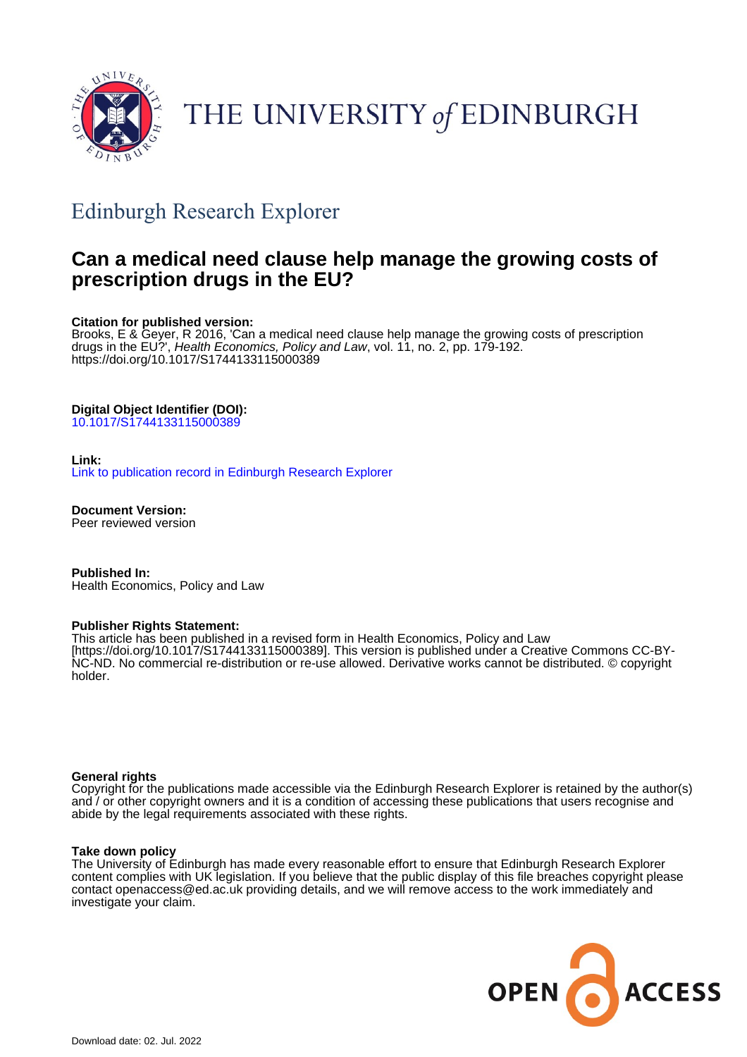THE UNIVERSITY of EDINBURGH

## Edinburgh Research Explorer

# Can a medical need clause help manage the growing costs of prescription drugs in the EU?

**Citation for published version:**
Brooks, E & Geyer, R 2016, 'Can a medical need clause help manage the growing costs of prescription drugs in the EU?', *Health Economics, Policy and Law*, vol. 11, no. 2, pp. 179-192. https://doi.org/10.1017/S1744133115000389

**Digital Object Identifier (DOI):**
10.1017/S1744133115000389

**Link:**
Link to publication record in Edinburgh Research Explorer

**Document Version:**
Peer reviewed version

**Published In:**
Health Economics, Policy and Law

**Publisher Rights Statement:**
This article has been published in a revised form in Health Economics, Policy and Law [https://doi.org/10.1017/S1744133115000389]. This version is published under a Creative Commons CC-BY-NC-ND. No commercial re-distribution or re-use allowed. Derivative works cannot be distributed. © copyright holder.

**General rights**
Copyright for the publications made accessible via the Edinburgh Research Explorer is retained by the author(s) and / or other copyright owners and it is a condition of accessing these publications that users recognise and abide by the legal requirements associated with these rights.

**Take down policy**
The University of Edinburgh has made every reasonable effort to ensure that Edinburgh Research Explorer content complies with UK legislation. If you believe that the public display of this file breaches copyright please contact openaccess@ed.ac.uk providing details, and we will remove access to the work immediately and investigate your claim.

OPEN ACCESS

Download date: 02. Jul. 2022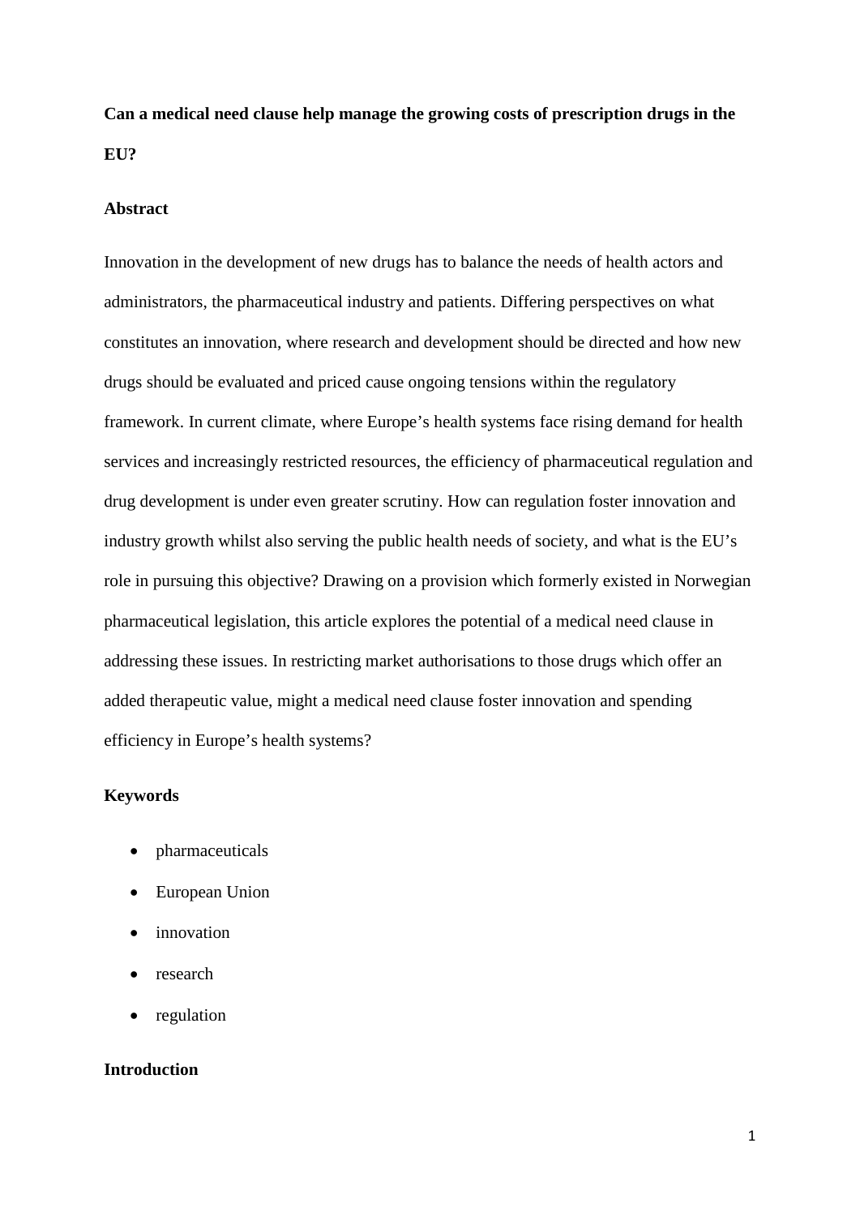**Can a medical need clause help manage the growing costs of prescription drugs in the EU?**

**Abstract**

Innovation in the development of new drugs has to balance the needs of health actors and administrators, the pharmaceutical industry and patients. Differing perspectives on what constitutes an innovation, where research and development should be directed and how new drugs should be evaluated and priced cause ongoing tensions within the regulatory framework. In current climate, where Europe's health systems face rising demand for health services and increasingly restricted resources, the efficiency of pharmaceutical regulation and drug development is under even greater scrutiny. How can regulation foster innovation and industry growth whilst also serving the public health needs of society, and what is the EU's role in pursuing this objective? Drawing on a provision which formerly existed in Norwegian pharmaceutical legislation, this article explores the potential of a medical need clause in addressing these issues. In restricting market authorisations to those drugs which offer an added therapeutic value, might a medical need clause foster innovation and spending efficiency in Europe's health systems?

**Keywords**

- pharmaceuticals
- European Union
- innovation
- research
- regulation

**Introduction**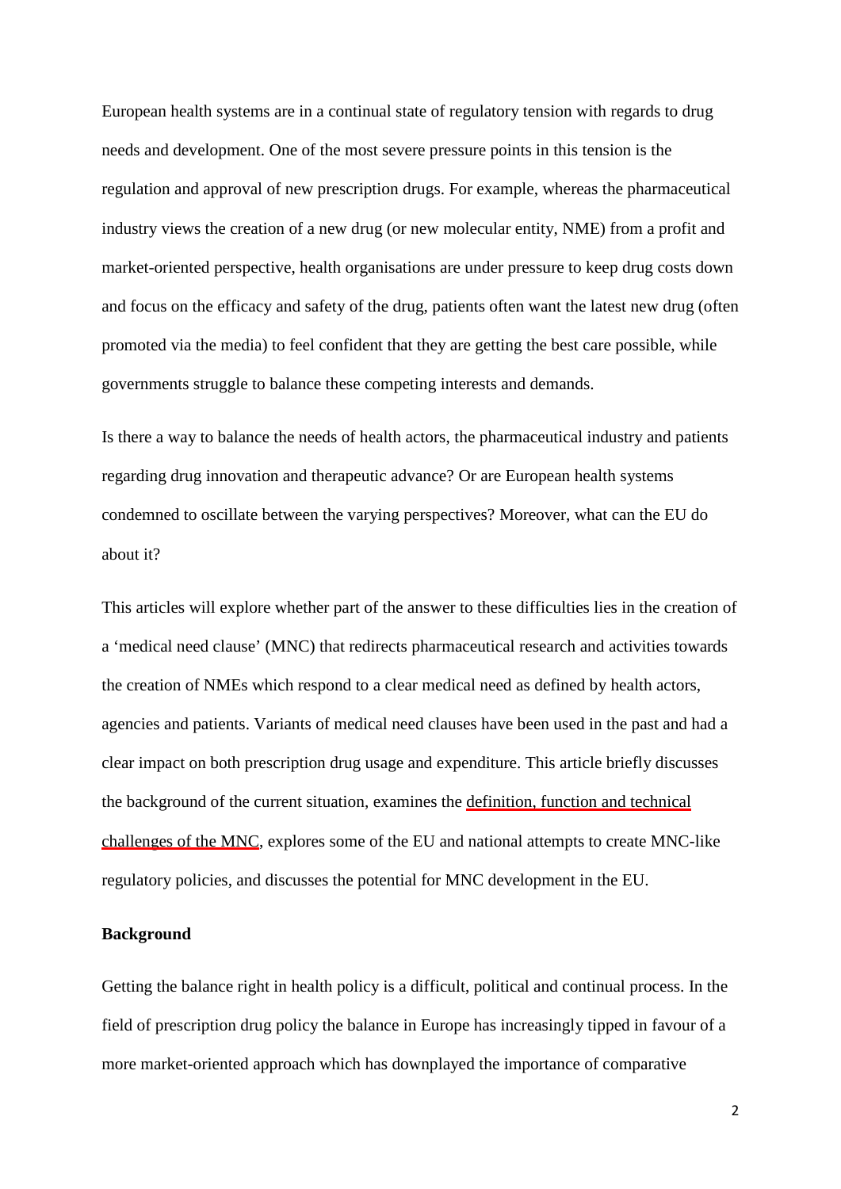European health systems are in a continual state of regulatory tension with regards to drug needs and development. One of the most severe pressure points in this tension is the regulation and approval of new prescription drugs. For example, whereas the pharmaceutical industry views the creation of a new drug (or new molecular entity, NME) from a profit and market-oriented perspective, health organisations are under pressure to keep drug costs down and focus on the efficacy and safety of the drug, patients often want the latest new drug (often promoted via the media) to feel confident that they are getting the best care possible, while governments struggle to balance these competing interests and demands.

Is there a way to balance the needs of health actors, the pharmaceutical industry and patients regarding drug innovation and therapeutic advance? Or are European health systems condemned to oscillate between the varying perspectives? Moreover, what can the EU do about it?

This articles will explore whether part of the answer to these difficulties lies in the creation of a 'medical need clause' (MNC) that redirects pharmaceutical research and activities towards the creation of NMEs which respond to a clear medical need as defined by health actors, agencies and patients. Variants of medical need clauses have been used in the past and had a clear impact on both prescription drug usage and expenditure. This article briefly discusses the background of the current situation, examines the definition, function and technical challenges of the MNC, explores some of the EU and national attempts to create MNC-like regulatory policies, and discusses the potential for MNC development in the EU.

**Background**

Getting the balance right in health policy is a difficult, political and continual process. In the field of prescription drug policy the balance in Europe has increasingly tipped in favour of a more market-oriented approach which has downplayed the importance of comparative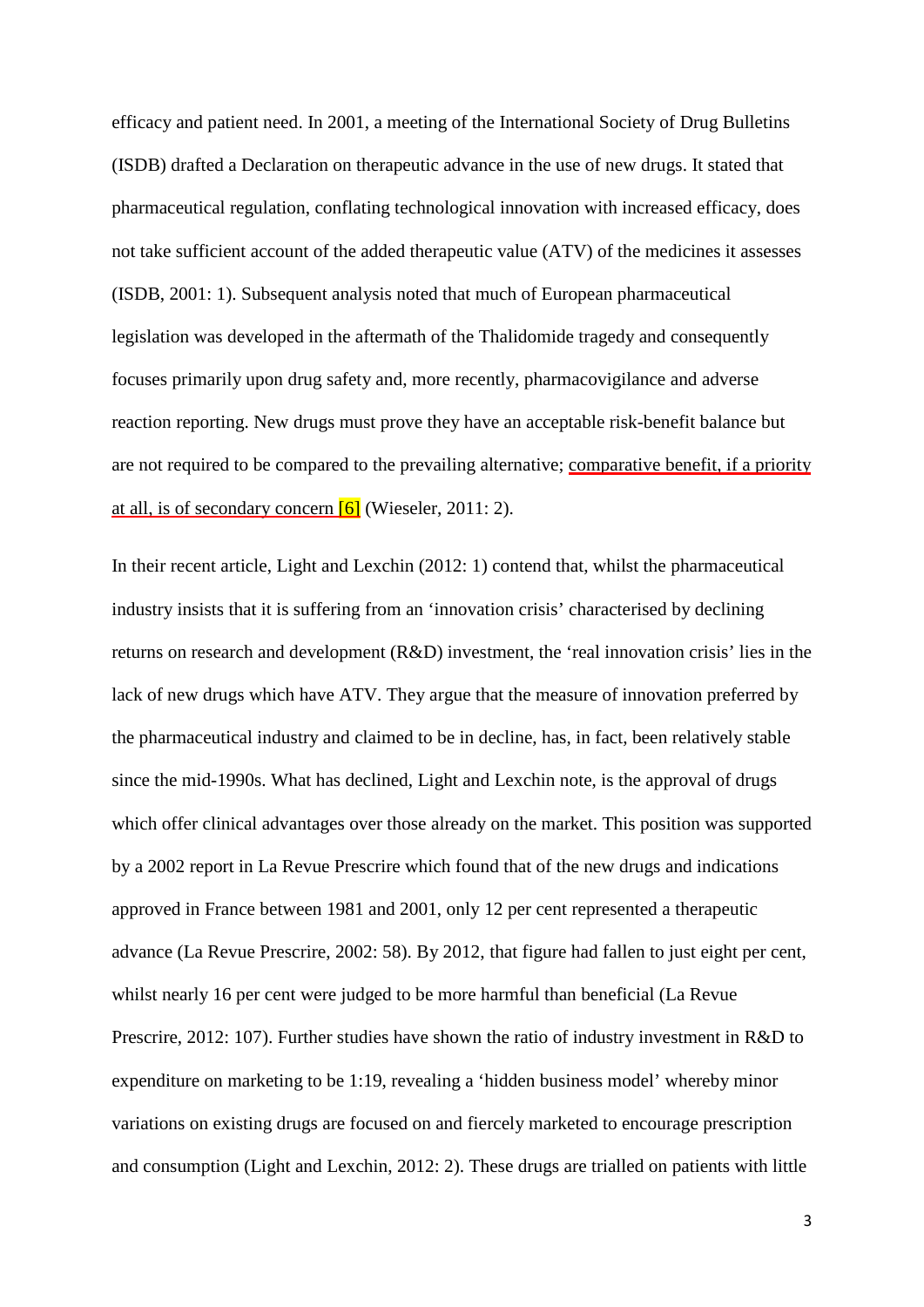efficacy and patient need. In 2001, a meeting of the International Society of Drug Bulletins (ISDB) drafted a Declaration on therapeutic advance in the use of new drugs. It stated that pharmaceutical regulation, conflating technological innovation with increased efficacy, does not take sufficient account of the added therapeutic value (ATV) of the medicines it assesses (ISDB, 2001: 1). Subsequent analysis noted that much of European pharmaceutical legislation was developed in the aftermath of the Thalidomide tragedy and consequently focuses primarily upon drug safety and, more recently, pharmacovigilance and adverse reaction reporting. New drugs must prove they have an acceptable risk-benefit balance but are not required to be compared to the prevailing alternative; comparative benefit, if a priority at all, is of secondary concern [6] (Wieseler, 2011: 2).

In their recent article, Light and Lexchin (2012: 1) contend that, whilst the pharmaceutical industry insists that it is suffering from an 'innovation crisis' characterised by declining returns on research and development (R&D) investment, the 'real innovation crisis' lies in the lack of new drugs which have ATV. They argue that the measure of innovation preferred by the pharmaceutical industry and claimed to be in decline, has, in fact, been relatively stable since the mid-1990s. What has declined, Light and Lexchin note, is the approval of drugs which offer clinical advantages over those already on the market. This position was supported by a 2002 report in La Revue Prescrire which found that of the new drugs and indications approved in France between 1981 and 2001, only 12 per cent represented a therapeutic advance (La Revue Prescrire, 2002: 58). By 2012, that figure had fallen to just eight per cent, whilst nearly 16 per cent were judged to be more harmful than beneficial (La Revue Prescrire, 2012: 107). Further studies have shown the ratio of industry investment in R&D to expenditure on marketing to be 1:19, revealing a 'hidden business model' whereby minor variations on existing drugs are focused on and fiercely marketed to encourage prescription and consumption (Light and Lexchin, 2012: 2). These drugs are trialled on patients with little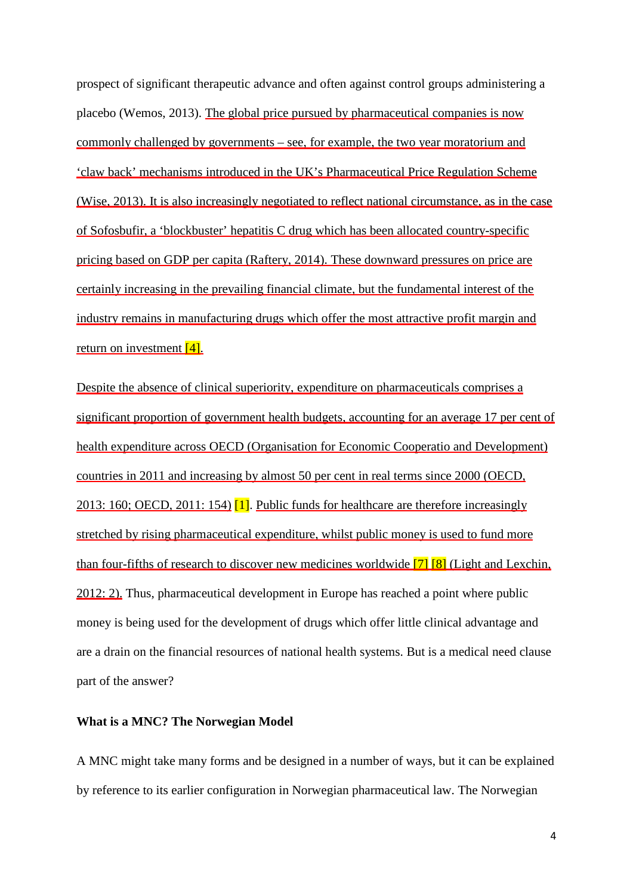prospect of significant therapeutic advance and often against control groups administering a placebo (Wemos, 2013). The global price pursued by pharmaceutical companies is now commonly challenged by governments – see, for example, the two year moratorium and 'claw back' mechanisms introduced in the UK's Pharmaceutical Price Regulation Scheme (Wise, 2013). It is also increasingly negotiated to reflect national circumstance, as in the case of Sofosbufir, a 'blockbuster' hepatitis C drug which has been allocated country-specific pricing based on GDP per capita (Raftery, 2014). These downward pressures on price are certainly increasing in the prevailing financial climate, but the fundamental interest of the industry remains in manufacturing drugs which offer the most attractive profit margin and return on investment [4].

Despite the absence of clinical superiority, expenditure on pharmaceuticals comprises a significant proportion of government health budgets, accounting for an average 17 per cent of health expenditure across OECD (Organisation for Economic Cooperatio and Development) countries in 2011 and increasing by almost 50 per cent in real terms since 2000 (OECD, 2013: 160; OECD, 2011: 154) [1]. Public funds for healthcare are therefore increasingly stretched by rising pharmaceutical expenditure, whilst public money is used to fund more than four-fifths of research to discover new medicines worldwide [7] [8] (Light and Lexchin, 2012: 2). Thus, pharmaceutical development in Europe has reached a point where public money is being used for the development of drugs which offer little clinical advantage and are a drain on the financial resources of national health systems. But is a medical need clause part of the answer?

**What is a MNC? The Norwegian Model**

A MNC might take many forms and be designed in a number of ways, but it can be explained by reference to its earlier configuration in Norwegian pharmaceutical law. The Norwegian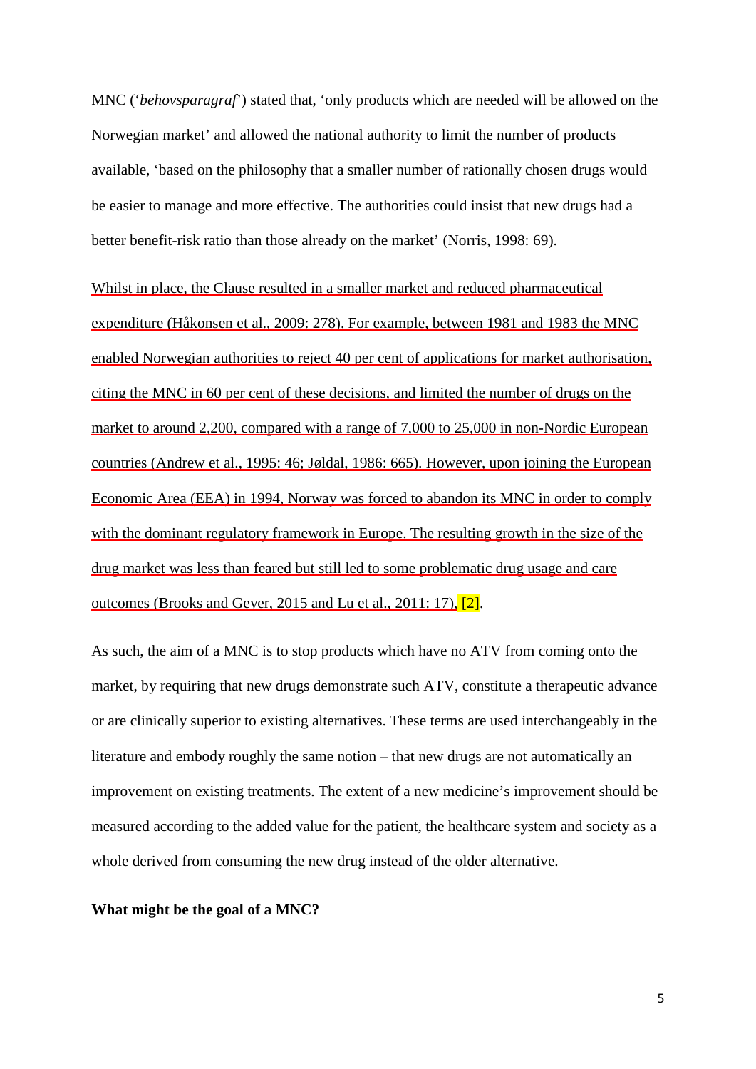MNC (‘*behovsparagraf*’) stated that, ‘only products which are needed will be allowed on the Norwegian market’ and allowed the national authority to limit the number of products available, ‘based on the philosophy that a smaller number of rationally chosen drugs would be easier to manage and more effective. The authorities could insist that new drugs had a better benefit-risk ratio than those already on the market’ (Norris, 1998: 69).

Whilst in place, the Clause resulted in a smaller market and reduced pharmaceutical expenditure (Håkonsen et al., 2009: 278). For example, between 1981 and 1983 the MNC enabled Norwegian authorities to reject 40 per cent of applications for market authorisation, citing the MNC in 60 per cent of these decisions, and limited the number of drugs on the market to around 2,200, compared with a range of 7,000 to 25,000 in non-Nordic European countries (Andrew et al., 1995: 46; Jøldal, 1986: 665). However, upon joining the European Economic Area (EEA) in 1994, Norway was forced to abandon its MNC in order to comply with the dominant regulatory framework in Europe. The resulting growth in the size of the drug market was less than feared but still led to some problematic drug usage and care outcomes (Brooks and Geyer, 2015 and Lu et al., 2011: 17). [2].

As such, the aim of a MNC is to stop products which have no ATV from coming onto the market, by requiring that new drugs demonstrate such ATV, constitute a therapeutic advance or are clinically superior to existing alternatives. These terms are used interchangeably in the literature and embody roughly the same notion – that new drugs are not automatically an improvement on existing treatments. The extent of a new medicine’s improvement should be measured according to the added value for the patient, the healthcare system and society as a whole derived from consuming the new drug instead of the older alternative.

**What might be the goal of a MNC?**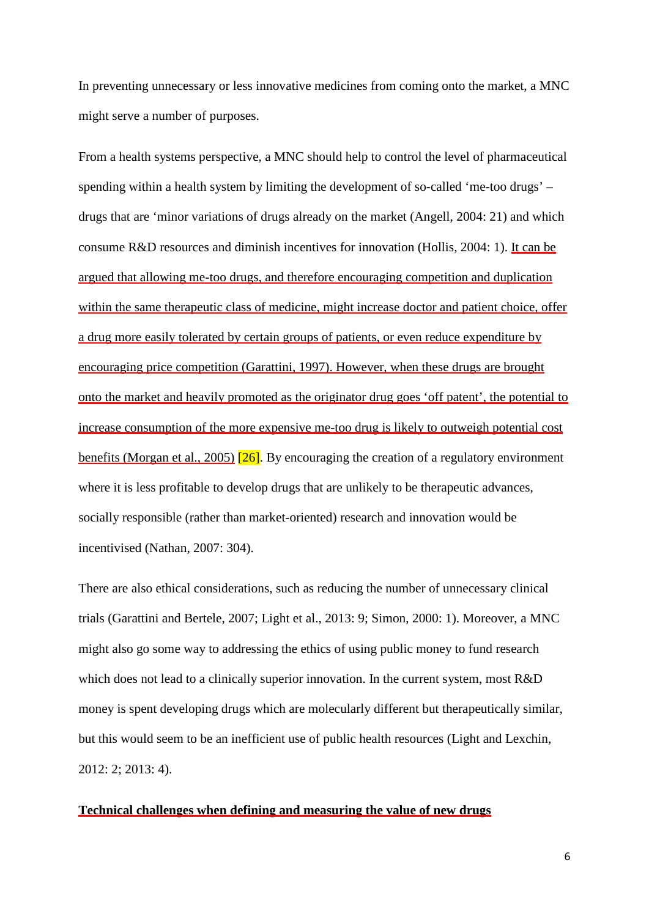In preventing unnecessary or less innovative medicines from coming onto the market, a MNC might serve a number of purposes.

From a health systems perspective, a MNC should help to control the level of pharmaceutical spending within a health system by limiting the development of so-called 'me-too drugs' – drugs that are 'minor variations of drugs already on the market (Angell, 2004: 21) and which consume R&D resources and diminish incentives for innovation (Hollis, 2004: 1). It can be argued that allowing me-too drugs, and therefore encouraging competition and duplication within the same therapeutic class of medicine, might increase doctor and patient choice, offer a drug more easily tolerated by certain groups of patients, or even reduce expenditure by encouraging price competition (Garattini, 1997). However, when these drugs are brought onto the market and heavily promoted as the originator drug goes 'off patent', the potential to increase consumption of the more expensive me-too drug is likely to outweigh potential cost benefits (Morgan et al., 2005) [26]. By encouraging the creation of a regulatory environment where it is less profitable to develop drugs that are unlikely to be therapeutic advances, socially responsible (rather than market-oriented) research and innovation would be incentivised (Nathan, 2007: 304).

There are also ethical considerations, such as reducing the number of unnecessary clinical trials (Garattini and Bertele, 2007; Light et al., 2013: 9; Simon, 2000: 1). Moreover, a MNC might also go some way to addressing the ethics of using public money to fund research which does not lead to a clinically superior innovation. In the current system, most R&D money is spent developing drugs which are molecularly different but therapeutically similar, but this would seem to be an inefficient use of public health resources (Light and Lexchin, 2012: 2; 2013: 4).

## Technical challenges when defining and measuring the value of new drugs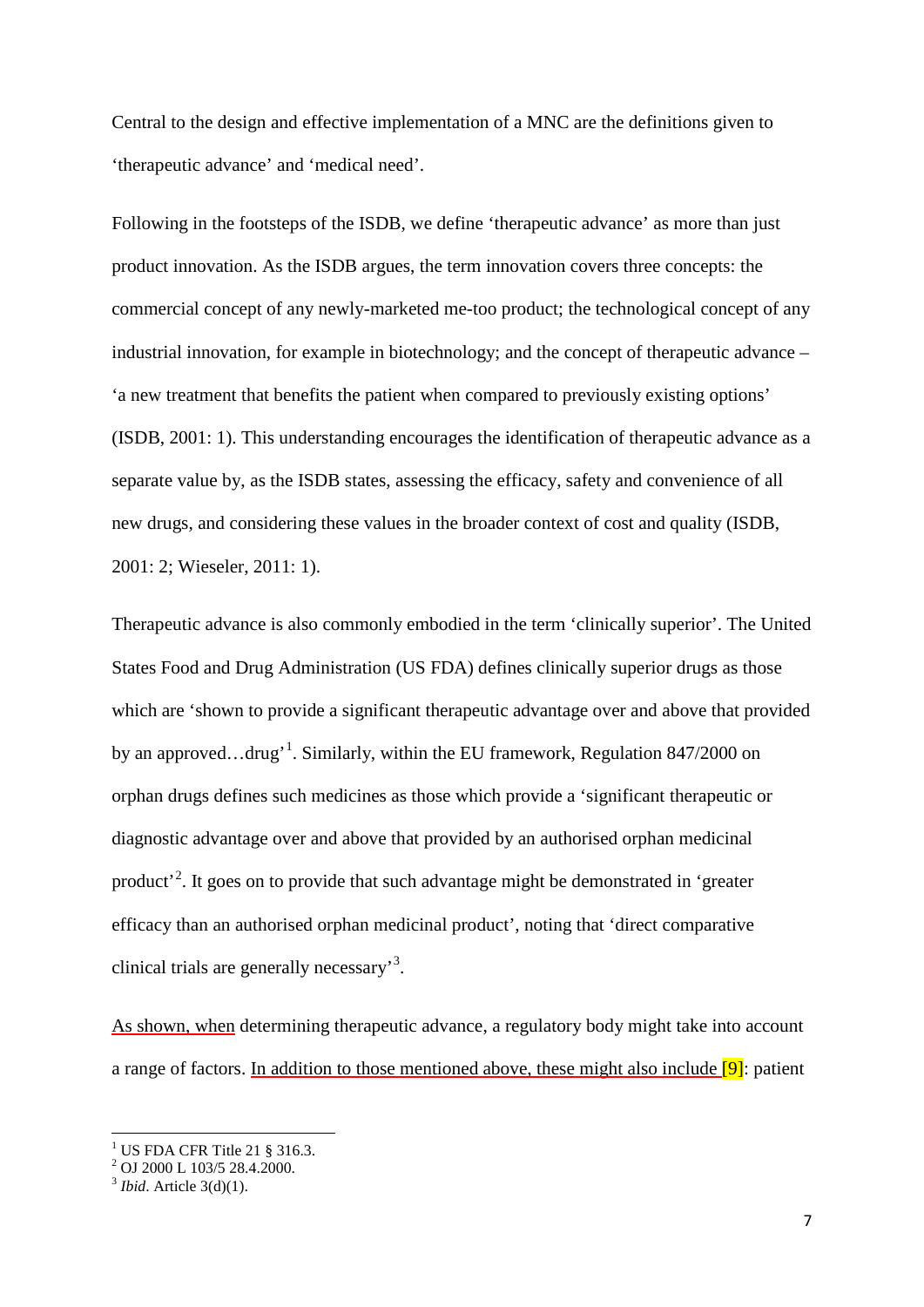Central to the design and effective implementation of a MNC are the definitions given to 'therapeutic advance' and 'medical need'.

Following in the footsteps of the ISDB, we define 'therapeutic advance' as more than just product innovation. As the ISDB argues, the term innovation covers three concepts: the commercial concept of any newly-marketed me-too product; the technological concept of any industrial innovation, for example in biotechnology; and the concept of therapeutic advance – 'a new treatment that benefits the patient when compared to previously existing options' (ISDB, 2001: 1). This understanding encourages the identification of therapeutic advance as a separate value by, as the ISDB states, assessing the efficacy, safety and convenience of all new drugs, and considering these values in the broader context of cost and quality (ISDB, 2001: 2; Wieseler, 2011: 1).

Therapeutic advance is also commonly embodied in the term 'clinically superior'. The United States Food and Drug Administration (US FDA) defines clinically superior drugs as those which are 'shown to provide a significant therapeutic advantage over and above that provided by an approved…drug'[1]. Similarly, within the EU framework, Regulation 847/2000 on orphan drugs defines such medicines as those which provide a 'significant therapeutic or diagnostic advantage over and above that provided by an authorised orphan medicinal product'[2]. It goes on to provide that such advantage might be demonstrated in 'greater efficacy than an authorised orphan medicinal product', noting that 'direct comparative clinical trials are generally necessary'[3].

As shown, when determining therapeutic advance, a regulatory body might take into account a range of factors. In addition to those mentioned above, these might also include [9]: patient

---

[1] US FDA CFR Title 21 § 316.3.

[2] OJ 2000 L 103/5 28.4.2000.

[3] *Ibid*. Article 3(d)(1).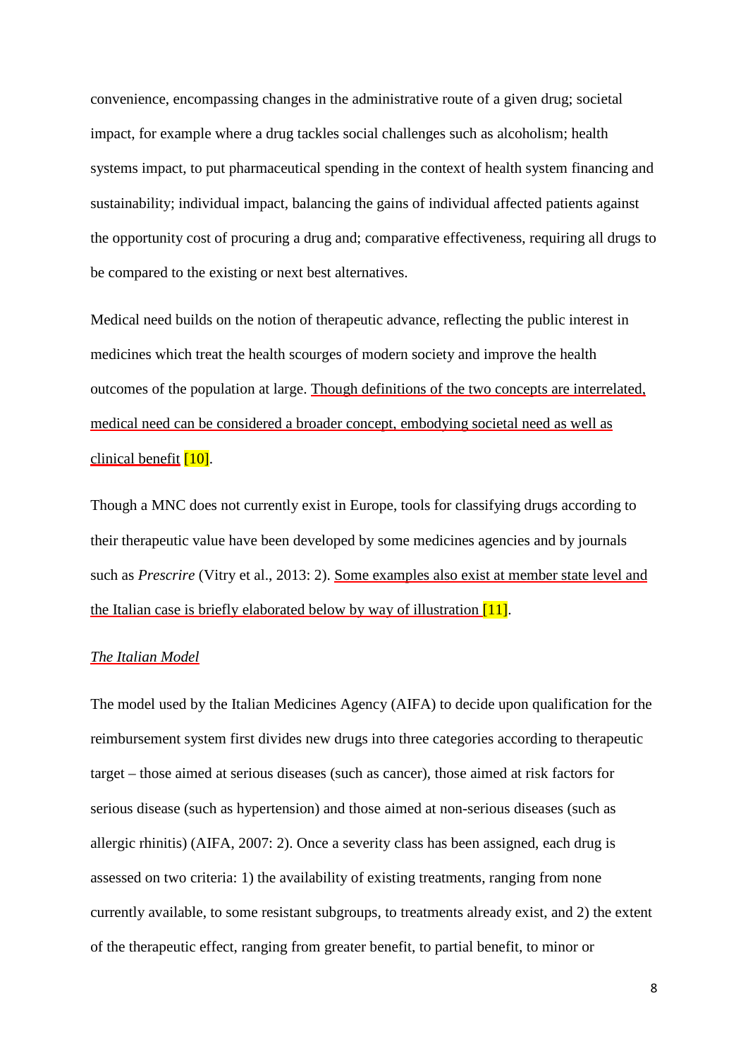convenience, encompassing changes in the administrative route of a given drug; societal impact, for example where a drug tackles social challenges such as alcoholism; health systems impact, to put pharmaceutical spending in the context of health system financing and sustainability; individual impact, balancing the gains of individual affected patients against the opportunity cost of procuring a drug and; comparative effectiveness, requiring all drugs to be compared to the existing or next best alternatives.

Medical need builds on the notion of therapeutic advance, reflecting the public interest in medicines which treat the health scourges of modern society and improve the health outcomes of the population at large. Though definitions of the two concepts are interrelated, medical need can be considered a broader concept, embodying societal need as well as clinical benefit [10].

Though a MNC does not currently exist in Europe, tools for classifying drugs according to their therapeutic value have been developed by some medicines agencies and by journals such as *Prescrire* (Vitry et al., 2013: 2). Some examples also exist at member state level and the Italian case is briefly elaborated below by way of illustration [11].

*The Italian Model*

The model used by the Italian Medicines Agency (AIFA) to decide upon qualification for the reimbursement system first divides new drugs into three categories according to therapeutic target – those aimed at serious diseases (such as cancer), those aimed at risk factors for serious disease (such as hypertension) and those aimed at non-serious diseases (such as allergic rhinitis) (AIFA, 2007: 2). Once a severity class has been assigned, each drug is assessed on two criteria: 1) the availability of existing treatments, ranging from none currently available, to some resistant subgroups, to treatments already exist, and 2) the extent of the therapeutic effect, ranging from greater benefit, to partial benefit, to minor or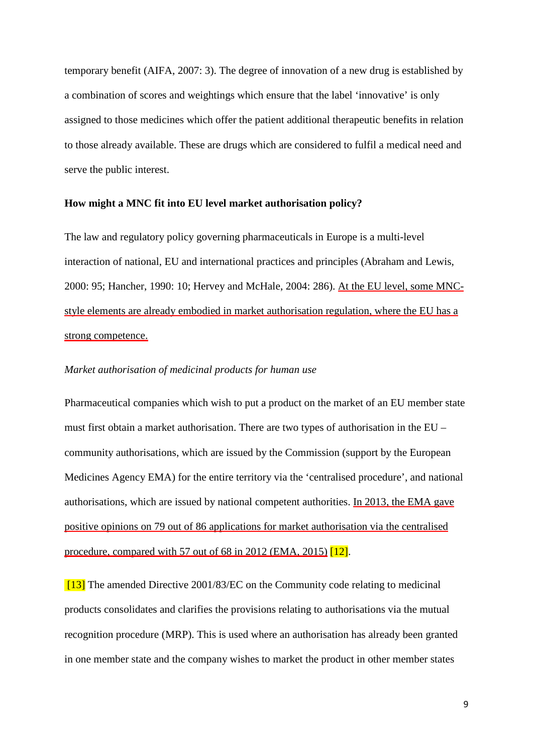temporary benefit (AIFA, 2007: 3). The degree of innovation of a new drug is established by a combination of scores and weightings which ensure that the label 'innovative' is only assigned to those medicines which offer the patient additional therapeutic benefits in relation to those already available. These are drugs which are considered to fulfil a medical need and serve the public interest.

**How might a MNC fit into EU level market authorisation policy?**

The law and regulatory policy governing pharmaceuticals in Europe is a multi-level interaction of national, EU and international practices and principles (Abraham and Lewis, 2000: 95; Hancher, 1990: 10; Hervey and McHale, 2004: 286). At the EU level, some MNC-style elements are already embodied in market authorisation regulation, where the EU has a strong competence.

*Market authorisation of medicinal products for human use*

Pharmaceutical companies which wish to put a product on the market of an EU member state must first obtain a market authorisation. There are two types of authorisation in the EU – community authorisations, which are issued by the Commission (support by the European Medicines Agency EMA) for the entire territory via the 'centralised procedure', and national authorisations, which are issued by national competent authorities. In 2013, the EMA gave positive opinions on 79 out of 86 applications for market authorisation via the centralised procedure, compared with 57 out of 68 in 2012 (EMA, 2015) [12].

[13] The amended Directive 2001/83/EC on the Community code relating to medicinal products consolidates and clarifies the provisions relating to authorisations via the mutual recognition procedure (MRP). This is used where an authorisation has already been granted in one member state and the company wishes to market the product in other member states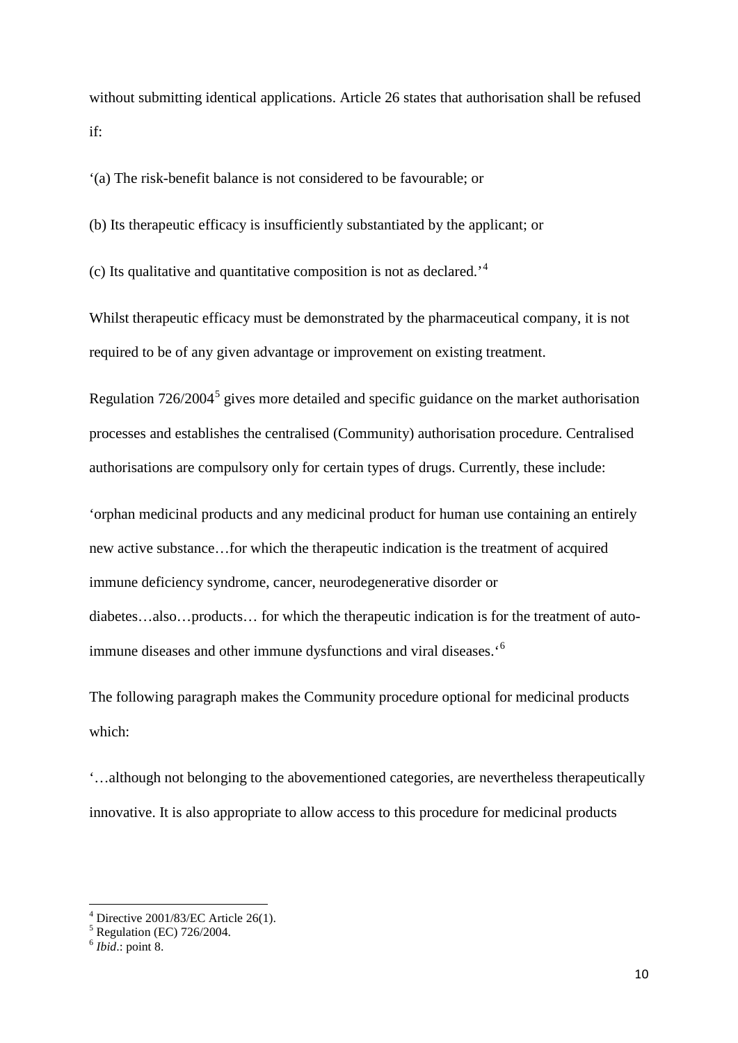without submitting identical applications. Article 26 states that authorisation shall be refused if:

‘(a) The risk-benefit balance is not considered to be favourable; or

(b) Its therapeutic efficacy is insufficiently substantiated by the applicant; or

(c) Its qualitative and quantitative composition is not as declared.’[4]

Whilst therapeutic efficacy must be demonstrated by the pharmaceutical company, it is not required to be of any given advantage or improvement on existing treatment.

Regulation 726/2004[5] gives more detailed and specific guidance on the market authorisation processes and establishes the centralised (Community) authorisation procedure. Centralised authorisations are compulsory only for certain types of drugs. Currently, these include:

‘orphan medicinal products and any medicinal product for human use containing an entirely new active substance…for which the therapeutic indication is the treatment of acquired immune deficiency syndrome, cancer, neurodegenerative disorder or diabetes…also…products… for which the therapeutic indication is for the treatment of auto-immune diseases and other immune dysfunctions and viral diseases.‘[6]

The following paragraph makes the Community procedure optional for medicinal products which:

‘…although not belonging to the abovementioned categories, are nevertheless therapeutically innovative. It is also appropriate to allow access to this procedure for medicinal products

---

[4] Directive 2001/83/EC Article 26(1).

[5] Regulation (EC) 726/2004.

[6] *Ibid*.: point 8.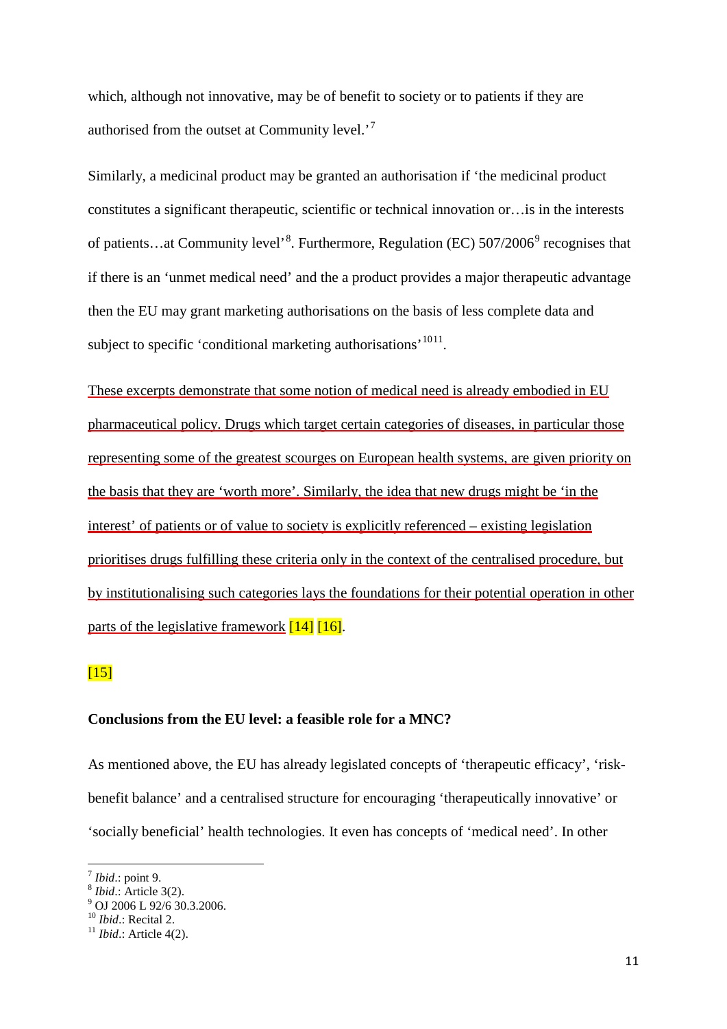which, although not innovative, may be of benefit to society or to patients if they are authorised from the outset at Community level.'[7]

Similarly, a medicinal product may be granted an authorisation if 'the medicinal product constitutes a significant therapeutic, scientific or technical innovation or…is in the interests of patients…at Community level'[8]. Furthermore, Regulation (EC) 507/2006[9] recognises that if there is an 'unmet medical need' and the a product provides a major therapeutic advantage then the EU may grant marketing authorisations on the basis of less complete data and subject to specific 'conditional marketing authorisations'[10][11].

These excerpts demonstrate that some notion of medical need is already embodied in EU pharmaceutical policy. Drugs which target certain categories of diseases, in particular those representing some of the greatest scourges on European health systems, are given priority on the basis that they are 'worth more'. Similarly, the idea that new drugs might be 'in the interest' of patients or of value to society is explicitly referenced – existing legislation prioritises drugs fulfilling these criteria only in the context of the centralised procedure, but by institutionalising such categories lays the foundations for their potential operation in other parts of the legislative framework [14] [16].

[15]

**Conclusions from the EU level: a feasible role for a MNC?**

As mentioned above, the EU has already legislated concepts of 'therapeutic efficacy', 'risk-benefit balance' and a centralised structure for encouraging 'therapeutically innovative' or 'socially beneficial' health technologies. It even has concepts of 'medical need'. In other

[7] *Ibid*.: point 9.
[8] *Ibid*.: Article 3(2).
[9] OJ 2006 L 92/6 30.3.2006.
[10] *Ibid*.: Recital 2.
[11] *Ibid*.: Article 4(2).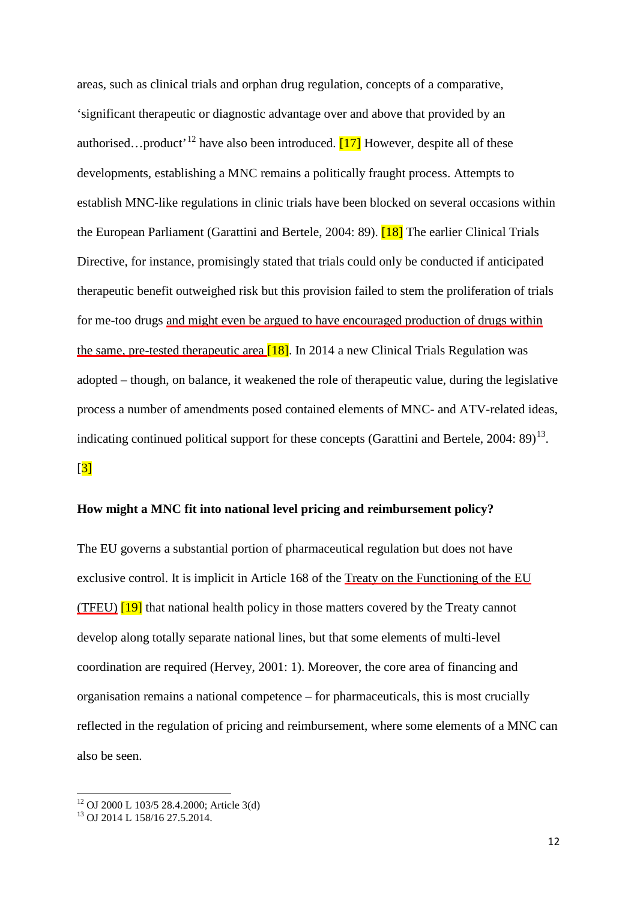areas, such as clinical trials and orphan drug regulation, concepts of a comparative, 'significant therapeutic or diagnostic advantage over and above that provided by an authorised…product'[12] have also been introduced. [17] However, despite all of these developments, establishing a MNC remains a politically fraught process. Attempts to establish MNC-like regulations in clinic trials have been blocked on several occasions within the European Parliament (Garattini and Bertele, 2004: 89). [18] The earlier Clinical Trials Directive, for instance, promisingly stated that trials could only be conducted if anticipated therapeutic benefit outweighed risk but this provision failed to stem the proliferation of trials for me-too drugs and might even be argued to have encouraged production of drugs within the same, pre-tested therapeutic area [18]. In 2014 a new Clinical Trials Regulation was adopted – though, on balance, it weakened the role of therapeutic value, during the legislative process a number of amendments posed contained elements of MNC- and ATV-related ideas, indicating continued political support for these concepts (Garattini and Bertele, 2004: 89)[13]. [3]

**How might a MNC fit into national level pricing and reimbursement policy?**

The EU governs a substantial portion of pharmaceutical regulation but does not have exclusive control. It is implicit in Article 168 of the Treaty on the Functioning of the EU (TFEU) [19] that national health policy in those matters covered by the Treaty cannot develop along totally separate national lines, but that some elements of multi-level coordination are required (Hervey, 2001: 1). Moreover, the core area of financing and organisation remains a national competence – for pharmaceuticals, this is most crucially reflected in the regulation of pricing and reimbursement, where some elements of a MNC can also be seen.

[12] OJ 2000 L 103/5 28.4.2000; Article 3(d)

[13] OJ 2014 L 158/16 27.5.2014.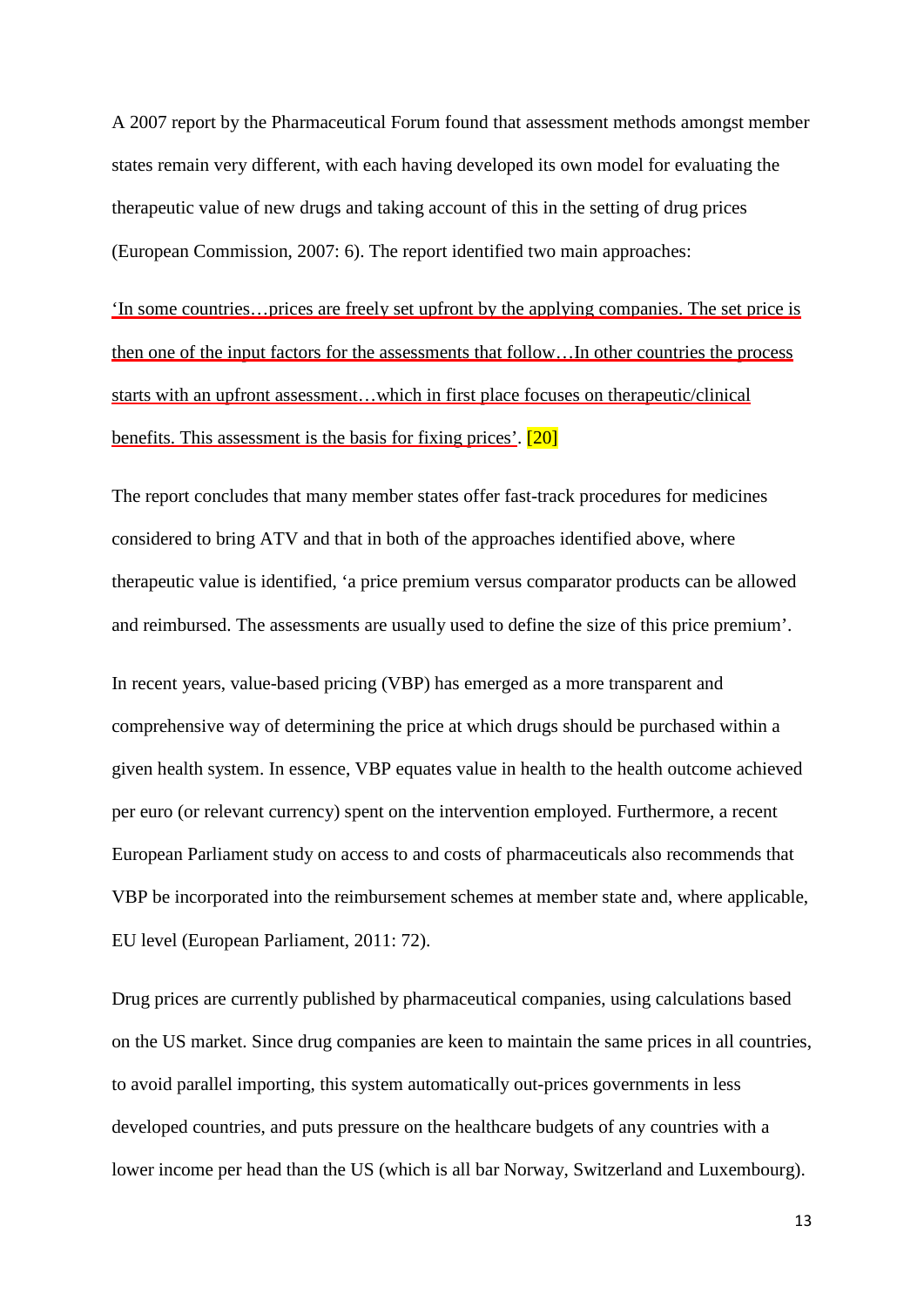A 2007 report by the Pharmaceutical Forum found that assessment methods amongst member states remain very different, with each having developed its own model for evaluating the therapeutic value of new drugs and taking account of this in the setting of drug prices (European Commission, 2007: 6). The report identified two main approaches:

'In some countries…prices are freely set upfront by the applying companies. The set price is then one of the input factors for the assessments that follow…In other countries the process starts with an upfront assessment…which in first place focuses on therapeutic/clinical benefits. This assessment is the basis for fixing prices'. [20]

The report concludes that many member states offer fast-track procedures for medicines considered to bring ATV and that in both of the approaches identified above, where therapeutic value is identified, 'a price premium versus comparator products can be allowed and reimbursed. The assessments are usually used to define the size of this price premium'.

In recent years, value-based pricing (VBP) has emerged as a more transparent and comprehensive way of determining the price at which drugs should be purchased within a given health system. In essence, VBP equates value in health to the health outcome achieved per euro (or relevant currency) spent on the intervention employed. Furthermore, a recent European Parliament study on access to and costs of pharmaceuticals also recommends that VBP be incorporated into the reimbursement schemes at member state and, where applicable, EU level (European Parliament, 2011: 72).

Drug prices are currently published by pharmaceutical companies, using calculations based on the US market. Since drug companies are keen to maintain the same prices in all countries, to avoid parallel importing, this system automatically out-prices governments in less developed countries, and puts pressure on the healthcare budgets of any countries with a lower income per head than the US (which is all bar Norway, Switzerland and Luxembourg).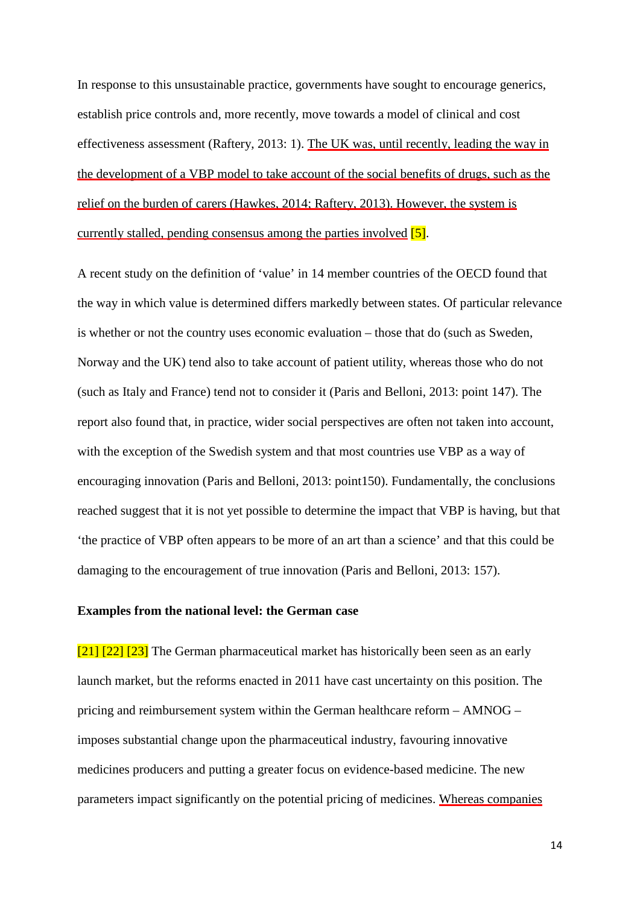In response to this unsustainable practice, governments have sought to encourage generics, establish price controls and, more recently, move towards a model of clinical and cost effectiveness assessment (Raftery, 2013: 1). The UK was, until recently, leading the way in the development of a VBP model to take account of the social benefits of drugs, such as the relief on the burden of carers (Hawkes, 2014; Raftery, 2013). However, the system is currently stalled, pending consensus among the parties involved [5].

A recent study on the definition of 'value' in 14 member countries of the OECD found that the way in which value is determined differs markedly between states. Of particular relevance is whether or not the country uses economic evaluation – those that do (such as Sweden, Norway and the UK) tend also to take account of patient utility, whereas those who do not (such as Italy and France) tend not to consider it (Paris and Belloni, 2013: point 147). The report also found that, in practice, wider social perspectives are often not taken into account, with the exception of the Swedish system and that most countries use VBP as a way of encouraging innovation (Paris and Belloni, 2013: point150). Fundamentally, the conclusions reached suggest that it is not yet possible to determine the impact that VBP is having, but that 'the practice of VBP often appears to be more of an art than a science' and that this could be damaging to the encouragement of true innovation (Paris and Belloni, 2013: 157).

**Examples from the national level: the German case**

[21] [22] [23] The German pharmaceutical market has historically been seen as an early launch market, but the reforms enacted in 2011 have cast uncertainty on this position. The pricing and reimbursement system within the German healthcare reform – AMNOG – imposes substantial change upon the pharmaceutical industry, favouring innovative medicines producers and putting a greater focus on evidence-based medicine. The new parameters impact significantly on the potential pricing of medicines. Whereas companies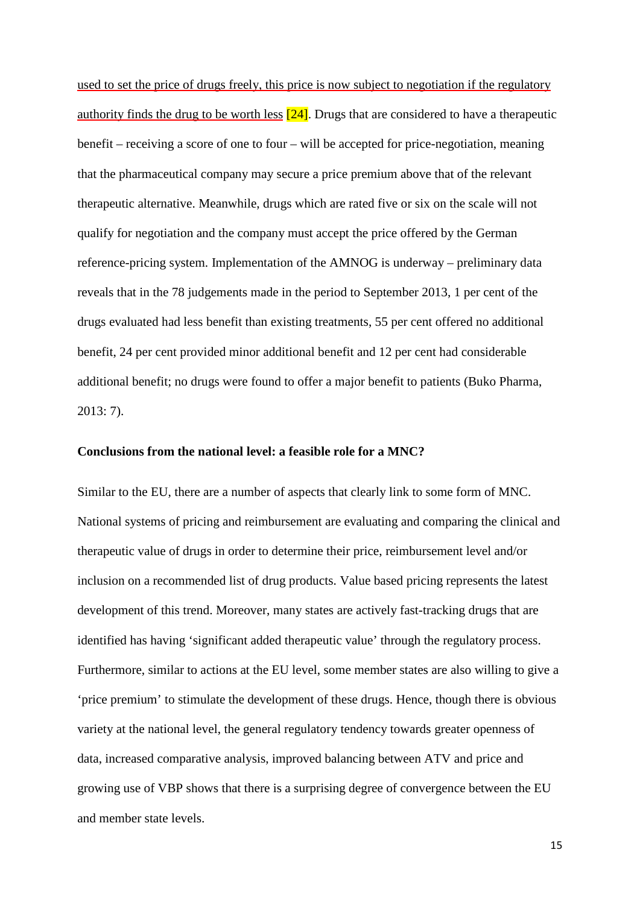used to set the price of drugs freely, this price is now subject to negotiation if the regulatory authority finds the drug to be worth less [24]. Drugs that are considered to have a therapeutic benefit – receiving a score of one to four – will be accepted for price-negotiation, meaning that the pharmaceutical company may secure a price premium above that of the relevant therapeutic alternative. Meanwhile, drugs which are rated five or six on the scale will not qualify for negotiation and the company must accept the price offered by the German reference-pricing system. Implementation of the AMNOG is underway – preliminary data reveals that in the 78 judgements made in the period to September 2013, 1 per cent of the drugs evaluated had less benefit than existing treatments, 55 per cent offered no additional benefit, 24 per cent provided minor additional benefit and 12 per cent had considerable additional benefit; no drugs were found to offer a major benefit to patients (Buko Pharma, 2013: 7).

**Conclusions from the national level: a feasible role for a MNC?**

Similar to the EU, there are a number of aspects that clearly link to some form of MNC. National systems of pricing and reimbursement are evaluating and comparing the clinical and therapeutic value of drugs in order to determine their price, reimbursement level and/or inclusion on a recommended list of drug products. Value based pricing represents the latest development of this trend. Moreover, many states are actively fast-tracking drugs that are identified has having 'significant added therapeutic value' through the regulatory process. Furthermore, similar to actions at the EU level, some member states are also willing to give a 'price premium' to stimulate the development of these drugs. Hence, though there is obvious variety at the national level, the general regulatory tendency towards greater openness of data, increased comparative analysis, improved balancing between ATV and price and growing use of VBP shows that there is a surprising degree of convergence between the EU and member state levels.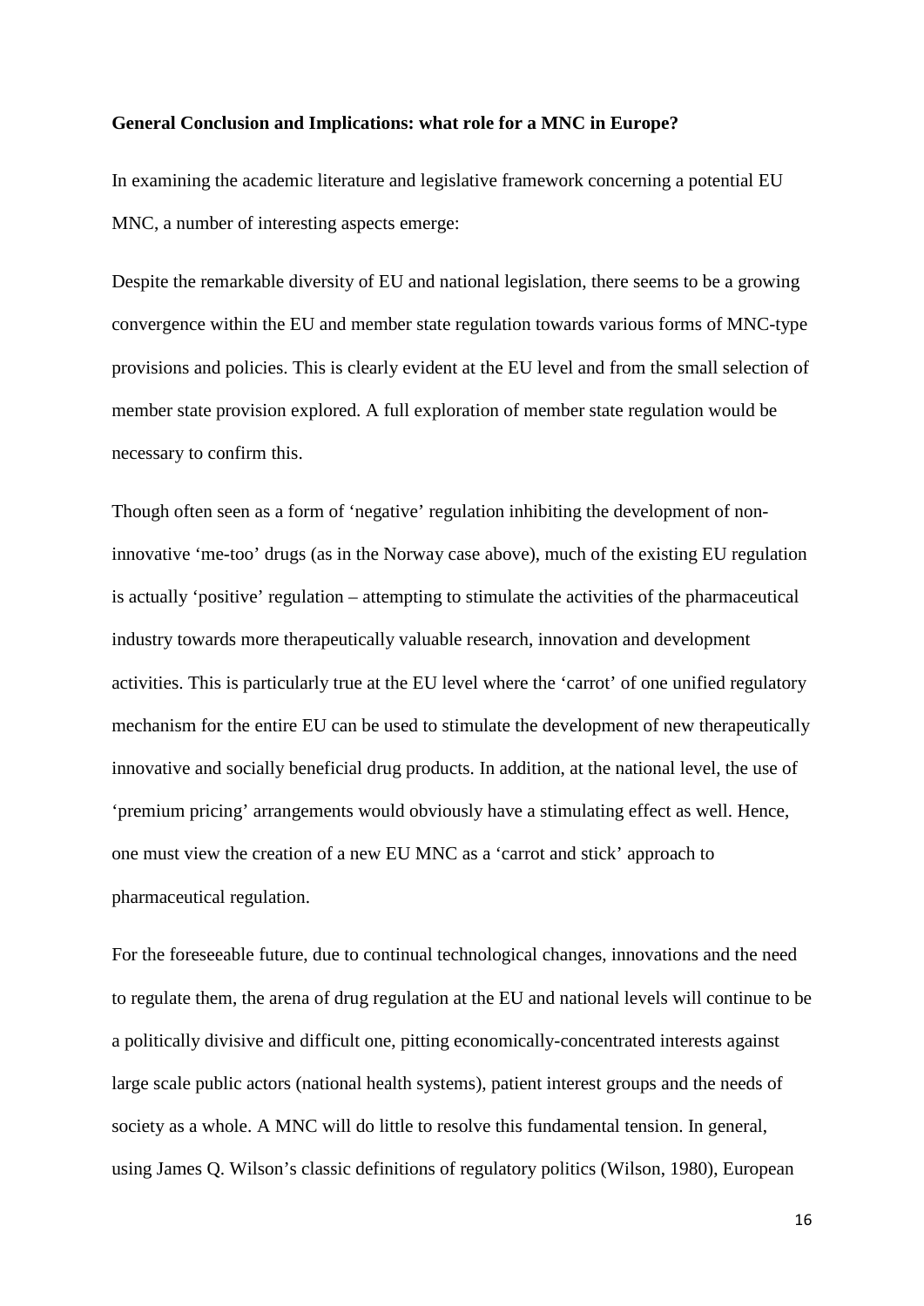**General Conclusion and Implications: what role for a MNC in Europe?**

In examining the academic literature and legislative framework concerning a potential EU MNC, a number of interesting aspects emerge:

Despite the remarkable diversity of EU and national legislation, there seems to be a growing convergence within the EU and member state regulation towards various forms of MNC-type provisions and policies. This is clearly evident at the EU level and from the small selection of member state provision explored. A full exploration of member state regulation would be necessary to confirm this.

Though often seen as a form of 'negative' regulation inhibiting the development of non-innovative 'me-too' drugs (as in the Norway case above), much of the existing EU regulation is actually 'positive' regulation – attempting to stimulate the activities of the pharmaceutical industry towards more therapeutically valuable research, innovation and development activities. This is particularly true at the EU level where the 'carrot' of one unified regulatory mechanism for the entire EU can be used to stimulate the development of new therapeutically innovative and socially beneficial drug products. In addition, at the national level, the use of 'premium pricing' arrangements would obviously have a stimulating effect as well. Hence, one must view the creation of a new EU MNC as a 'carrot and stick' approach to pharmaceutical regulation.

For the foreseeable future, due to continual technological changes, innovations and the need to regulate them, the arena of drug regulation at the EU and national levels will continue to be a politically divisive and difficult one, pitting economically-concentrated interests against large scale public actors (national health systems), patient interest groups and the needs of society as a whole. A MNC will do little to resolve this fundamental tension. In general, using James Q. Wilson's classic definitions of regulatory politics (Wilson, 1980), European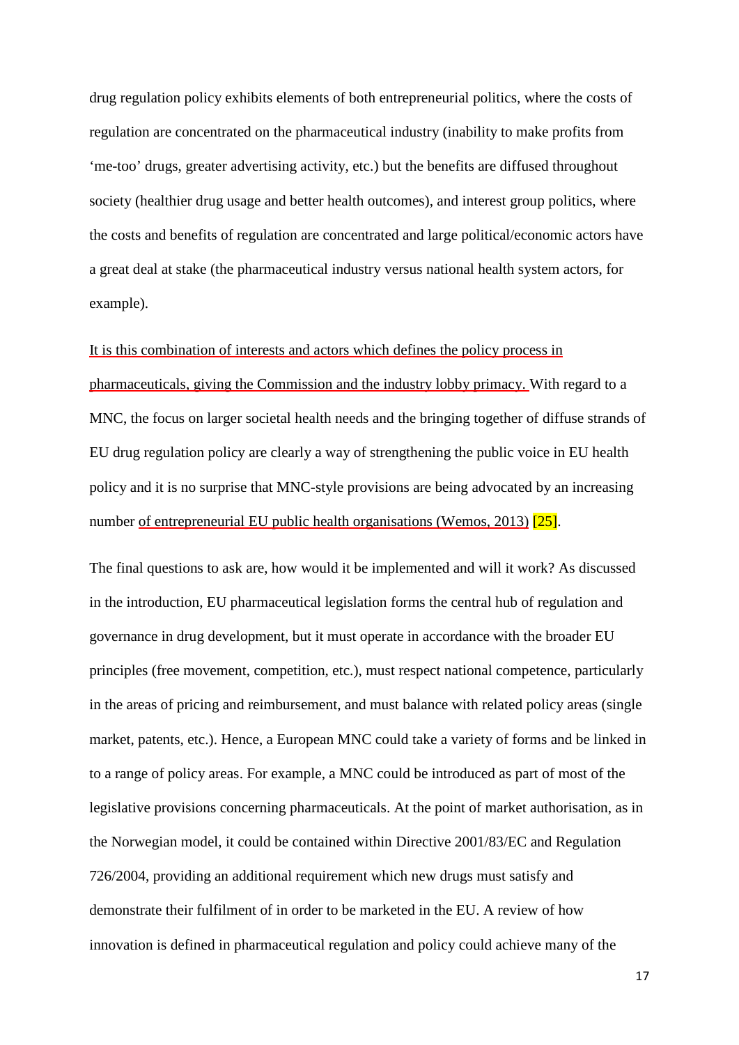drug regulation policy exhibits elements of both entrepreneurial politics, where the costs of regulation are concentrated on the pharmaceutical industry (inability to make profits from 'me-too' drugs, greater advertising activity, etc.) but the benefits are diffused throughout society (healthier drug usage and better health outcomes), and interest group politics, where the costs and benefits of regulation are concentrated and large political/economic actors have a great deal at stake (the pharmaceutical industry versus national health system actors, for example).

It is this combination of interests and actors which defines the policy process in pharmaceuticals, giving the Commission and the industry lobby primacy. With regard to a MNC, the focus on larger societal health needs and the bringing together of diffuse strands of EU drug regulation policy are clearly a way of strengthening the public voice in EU health policy and it is no surprise that MNC-style provisions are being advocated by an increasing number of entrepreneurial EU public health organisations (Wemos, 2013) [25].

The final questions to ask are, how would it be implemented and will it work? As discussed in the introduction, EU pharmaceutical legislation forms the central hub of regulation and governance in drug development, but it must operate in accordance with the broader EU principles (free movement, competition, etc.), must respect national competence, particularly in the areas of pricing and reimbursement, and must balance with related policy areas (single market, patents, etc.). Hence, a European MNC could take a variety of forms and be linked in to a range of policy areas. For example, a MNC could be introduced as part of most of the legislative provisions concerning pharmaceuticals. At the point of market authorisation, as in the Norwegian model, it could be contained within Directive 2001/83/EC and Regulation 726/2004, providing an additional requirement which new drugs must satisfy and demonstrate their fulfilment of in order to be marketed in the EU. A review of how innovation is defined in pharmaceutical regulation and policy could achieve many of the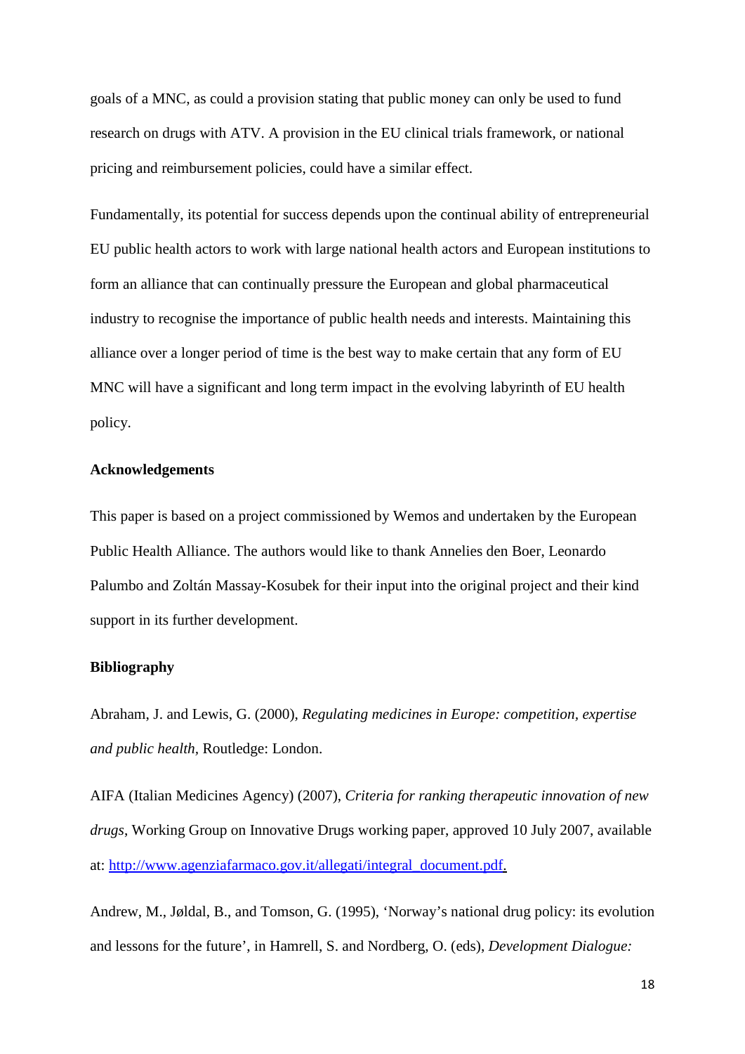goals of a MNC, as could a provision stating that public money can only be used to fund research on drugs with ATV. A provision in the EU clinical trials framework, or national pricing and reimbursement policies, could have a similar effect.

Fundamentally, its potential for success depends upon the continual ability of entrepreneurial EU public health actors to work with large national health actors and European institutions to form an alliance that can continually pressure the European and global pharmaceutical industry to recognise the importance of public health needs and interests. Maintaining this alliance over a longer period of time is the best way to make certain that any form of EU MNC will have a significant and long term impact in the evolving labyrinth of EU health policy.

**Acknowledgements**

This paper is based on a project commissioned by Wemos and undertaken by the European Public Health Alliance. The authors would like to thank Annelies den Boer, Leonardo Palumbo and Zoltán Massay-Kosubek for their input into the original project and their kind support in its further development.

**Bibliography**

Abraham, J. and Lewis, G. (2000), *Regulating medicines in Europe: competition, expertise and public health*, Routledge: London.

AIFA (Italian Medicines Agency) (2007), *Criteria for ranking therapeutic innovation of new drugs*, Working Group on Innovative Drugs working paper, approved 10 July 2007, available at: [http://www.agenziafarmaco.gov.it/allegati/integral_document.pdf.](http://www.agenziafarmaco.gov.it/allegati/integral_document.pdf)

Andrew, M., Jøldal, B., and Tomson, G. (1995), 'Norway's national drug policy: its evolution and lessons for the future', in Hamrell, S. and Nordberg, O. (eds), *Development Dialogue:*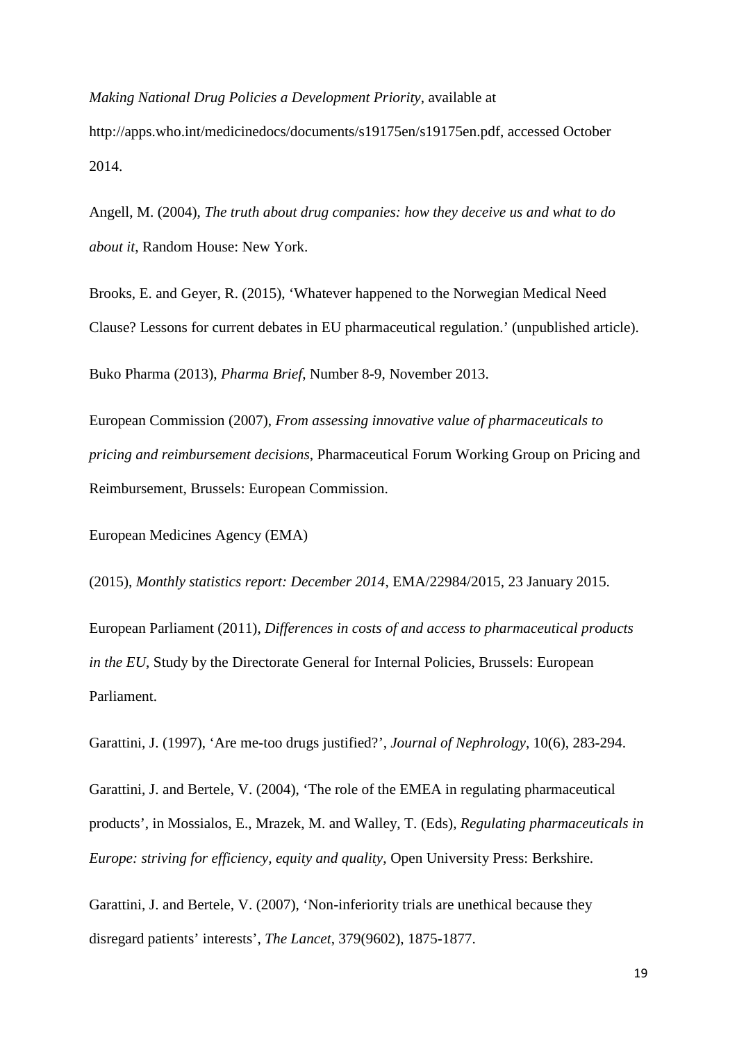*Making National Drug Policies a Development Priority*, available at http://apps.who.int/medicinedocs/documents/s19175en/s19175en.pdf, accessed October 2014.

Angell, M. (2004), *The truth about drug companies: how they deceive us and what to do about it*, Random House: New York.

Brooks, E. and Geyer, R. (2015), 'Whatever happened to the Norwegian Medical Need Clause? Lessons for current debates in EU pharmaceutical regulation.' (unpublished article).

Buko Pharma (2013), *Pharma Brief*, Number 8-9, November 2013.

European Commission (2007), *From assessing innovative value of pharmaceuticals to pricing and reimbursement decisions*, Pharmaceutical Forum Working Group on Pricing and Reimbursement, Brussels: European Commission.

European Medicines Agency (EMA)

(2015), *Monthly statistics report: December 2014*, EMA/22984/2015, 23 January 2015.

European Parliament (2011), *Differences in costs of and access to pharmaceutical products in the EU*, Study by the Directorate General for Internal Policies, Brussels: European Parliament.

Garattini, J. (1997), 'Are me-too drugs justified?', *Journal of Nephrology*, 10(6), 283-294.

Garattini, J. and Bertele, V. (2004), 'The role of the EMEA in regulating pharmaceutical products', in Mossialos, E., Mrazek, M. and Walley, T. (Eds), *Regulating pharmaceuticals in Europe: striving for efficiency, equity and quality*, Open University Press: Berkshire.

Garattini, J. and Bertele, V. (2007), 'Non-inferiority trials are unethical because they disregard patients' interests', *The Lancet*, 379(9602), 1875-1877.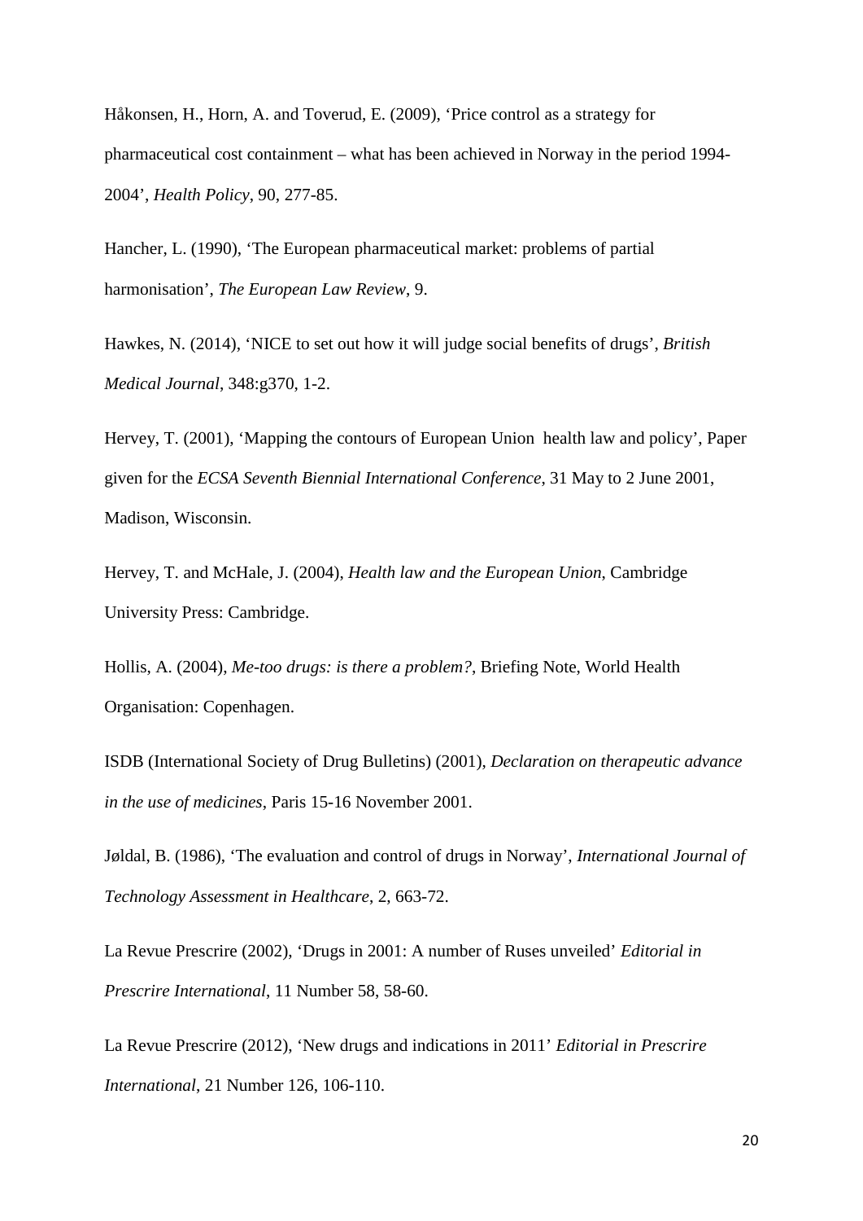Håkonsen, H., Horn, A. and Toverud, E. (2009), 'Price control as a strategy for pharmaceutical cost containment – what has been achieved in Norway in the period 1994-2004', *Health Policy*, 90, 277-85.

Hancher, L. (1990), 'The European pharmaceutical market: problems of partial harmonisation', *The European Law Review*, 9.

Hawkes, N. (2014), 'NICE to set out how it will judge social benefits of drugs', *British Medical Journal*, 348:g370, 1-2.

Hervey, T. (2001), 'Mapping the contours of European Union health law and policy', Paper given for the *ECSA Seventh Biennial International Conference*, 31 May to 2 June 2001, Madison, Wisconsin.

Hervey, T. and McHale, J. (2004), *Health law and the European Union*, Cambridge University Press: Cambridge.

Hollis, A. (2004), *Me-too drugs: is there a problem?*, Briefing Note, World Health Organisation: Copenhagen.

ISDB (International Society of Drug Bulletins) (2001), *Declaration on therapeutic advance in the use of medicines*, Paris 15-16 November 2001.

Jøldal, B. (1986), 'The evaluation and control of drugs in Norway', *International Journal of Technology Assessment in Healthcare*, 2, 663-72.

La Revue Prescrire (2002), 'Drugs in 2001: A number of Ruses unveiled' *Editorial in Prescrire International*, 11 Number 58, 58-60.

La Revue Prescrire (2012), 'New drugs and indications in 2011' *Editorial in Prescrire International*, 21 Number 126, 106-110.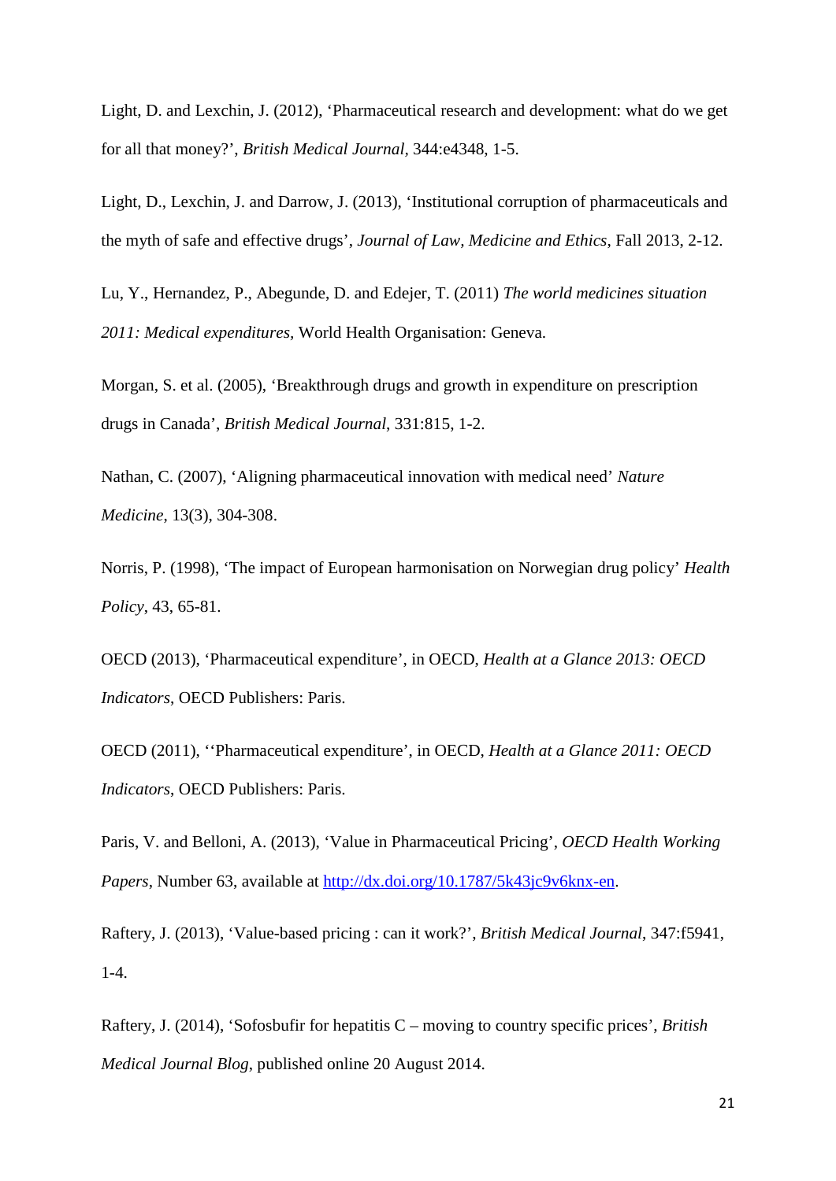Light, D. and Lexchin, J. (2012), 'Pharmaceutical research and development: what do we get for all that money?', *British Medical Journal*, 344:e4348, 1-5.

Light, D., Lexchin, J. and Darrow, J. (2013), 'Institutional corruption of pharmaceuticals and the myth of safe and effective drugs', *Journal of Law, Medicine and Ethics*, Fall 2013, 2-12.

Lu, Y., Hernandez, P., Abegunde, D. and Edejer, T. (2011) *The world medicines situation 2011: Medical expenditures*, World Health Organisation: Geneva.

Morgan, S. et al. (2005), 'Breakthrough drugs and growth in expenditure on prescription drugs in Canada', *British Medical Journal*, 331:815, 1-2.

Nathan, C. (2007), 'Aligning pharmaceutical innovation with medical need' *Nature Medicine*, 13(3), 304-308.

Norris, P. (1998), 'The impact of European harmonisation on Norwegian drug policy' *Health Policy*, 43, 65-81.

OECD (2013), 'Pharmaceutical expenditure', in OECD, *Health at a Glance 2013: OECD Indicators*, OECD Publishers: Paris.

OECD (2011), ''Pharmaceutical expenditure', in OECD, *Health at a Glance 2011: OECD Indicators*, OECD Publishers: Paris.

Paris, V. and Belloni, A. (2013), 'Value in Pharmaceutical Pricing', *OECD Health Working Papers*, Number 63, available at http://dx.doi.org/10.1787/5k43jc9v6knx-en.

Raftery, J. (2013), 'Value-based pricing : can it work?', *British Medical Journal*, 347:f5941, 1-4.

Raftery, J. (2014), 'Sofosbufir for hepatitis C – moving to country specific prices', *British Medical Journal Blog*, published online 20 August 2014.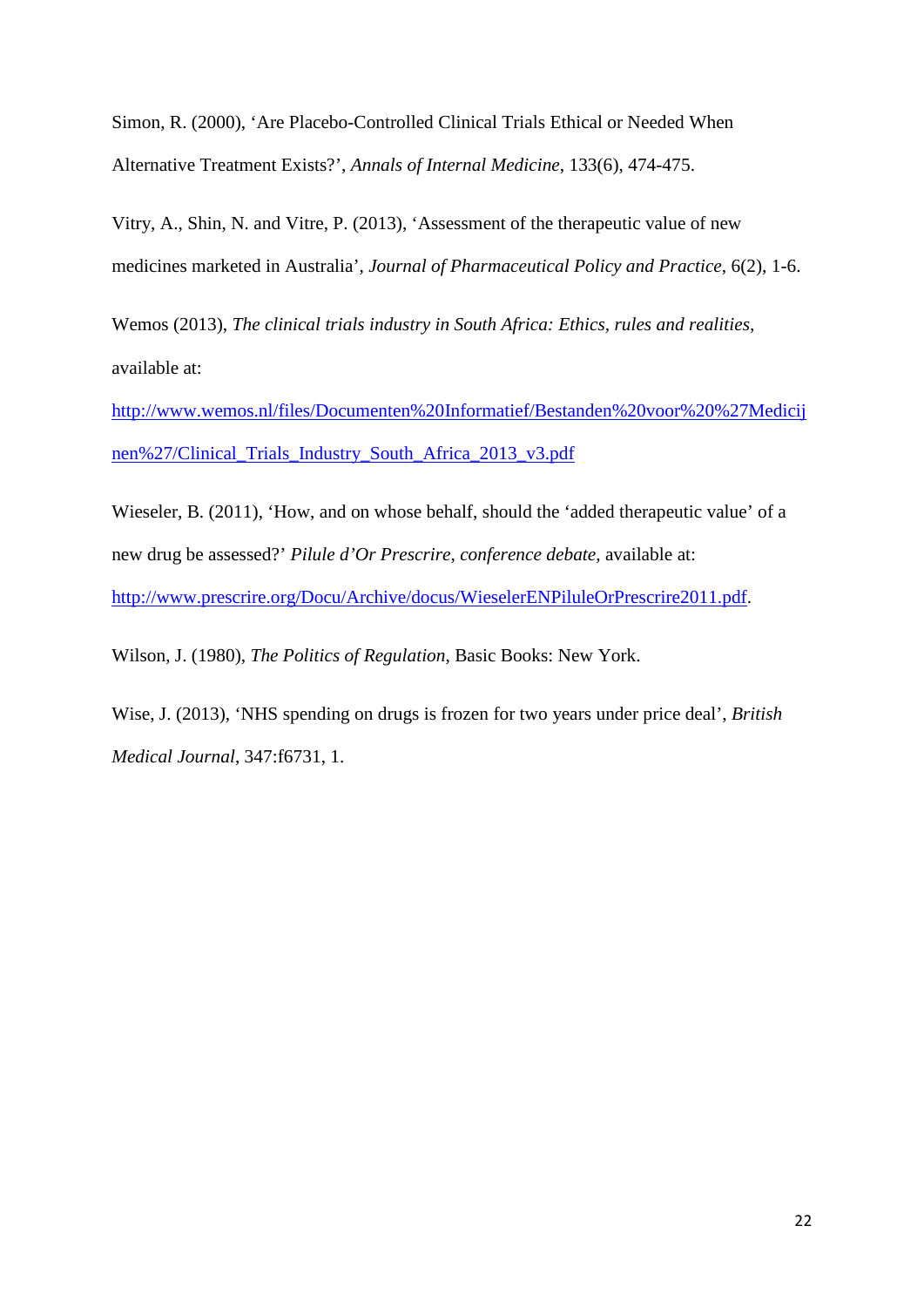Simon, R. (2000), 'Are Placebo-Controlled Clinical Trials Ethical or Needed When Alternative Treatment Exists?', *Annals of Internal Medicine*, 133(6), 474-475.

Vitry, A., Shin, N. and Vitre, P. (2013), 'Assessment of the therapeutic value of new medicines marketed in Australia', *Journal of Pharmaceutical Policy and Practice*, 6(2), 1-6.

Wemos (2013), *The clinical trials industry in South Africa: Ethics, rules and realities*, available at: [http://www.wemos.nl/files/Documenten%20Informatief/Bestanden%20voor%20%27Medicijnen%27/Clinical_Trials_Industry_South_Africa_2013_v3.pdf](http://www.wemos.nl/files/Documenten%20Informatief/Bestanden%20voor%20%27Medicijnen%27/Clinical_Trials_Industry_South_Africa_2013_v3.pdf)

Wieseler, B. (2011), 'How, and on whose behalf, should the 'added therapeutic value' of a new drug be assessed?' *Pilule d'Or Prescrire, conference debate*, available at: [http://www.prescrire.org/Docu/Archive/docus/WieselerENPiluleOrPrescrire2011.pdf](http://www.prescrire.org/Docu/Archive/docus/WieselerENPiluleOrPrescrire2011.pdf).

Wilson, J. (1980), *The Politics of Regulation*, Basic Books: New York.

Wise, J. (2013), 'NHS spending on drugs is frozen for two years under price deal', *British Medical Journal*, 347:f6731, 1.